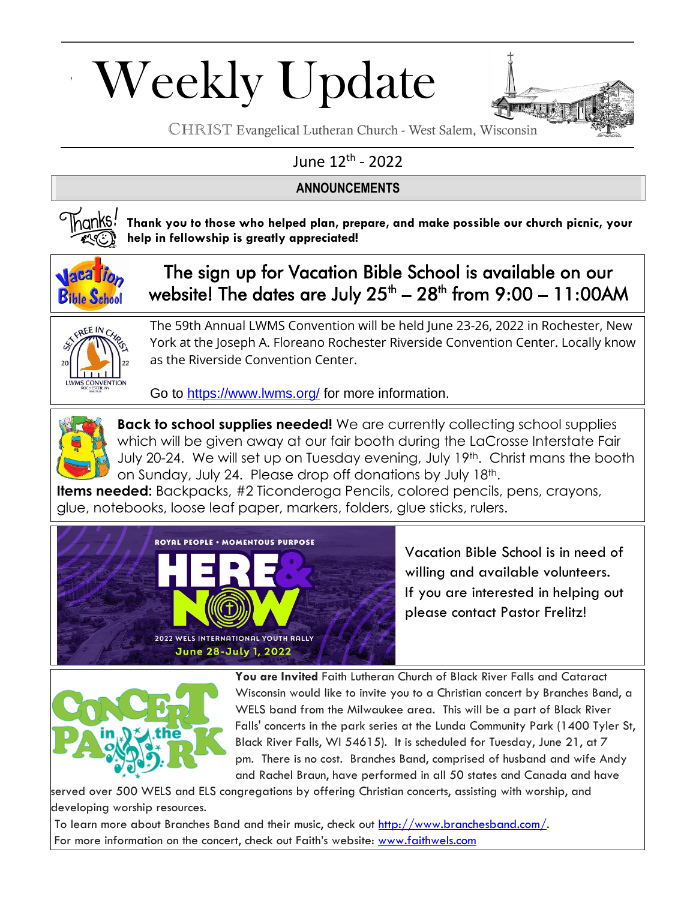# Weekly Update

CHRIST Evangelical Lutheran Church - West Salem, Wisconsin

June 12th - 2022

## ANNOUNCEMENTS

**Thank you to those who helped plan, prepare, and make possible our church picnic, your help in fellowship is greatly appreciated!**

### The sign up for Vacation Bible School is available on our website! The dates are July 25th – 28th from 9:00 – 11:00AM

The 59th Annual LWMS Convention will be held June 23-26, 2022 in Rochester, New York at the Joseph A. Floreano Rochester Riverside Convention Center. Locally know as the Riverside Convention Center.

Go to https://www.lwms.org/ for more information.

**Back to school supplies needed!** We are currently collecting school supplies which will be given away at our fair booth during the LaCrosse Interstate Fair July 20-24. We will set up on Tuesday evening, July 19th. Christ mans the booth on Sunday, July 24. Please drop off donations by July 18th.

**Items needed:** Backpacks, #2 Ticonderoga Pencils, colored pencils, pens, crayons, glue, notebooks, loose leaf paper, markers, folders, glue sticks, rulers.

ROYAL PEOPLE • MOMENTOUS PURPOSE

HERE & NOW

2022 WELS INTERNATIONAL YOUTH RALLY

June 28-July 1, 2022

Vacation Bible School is in need of willing and available volunteers. If you are interested in helping out please contact Pastor Frelitz!

**You are Invited** Faith Lutheran Church of Black River Falls and Cataract Wisconsin would like to invite you to a Christian concert by Branches Band, a WELS band from the Milwaukee area. This will be a part of Black River Falls' concerts in the park series at the Lunda Community Park (1400 Tyler St, Black River Falls, WI 54615). It is scheduled for Tuesday, June 21, at 7 pm. There is no cost. Branches Band, comprised of husband and wife Andy and Rachel Braun, have performed in all 50 states and Canada and have served over 500 WELS and ELS congregations by offering Christian concerts, assisting with worship, and developing worship resources.

To learn more about Branches Band and their music, check out http://www.branchesband.com/.

For more information on the concert, check out Faith's website: www.faithwels.com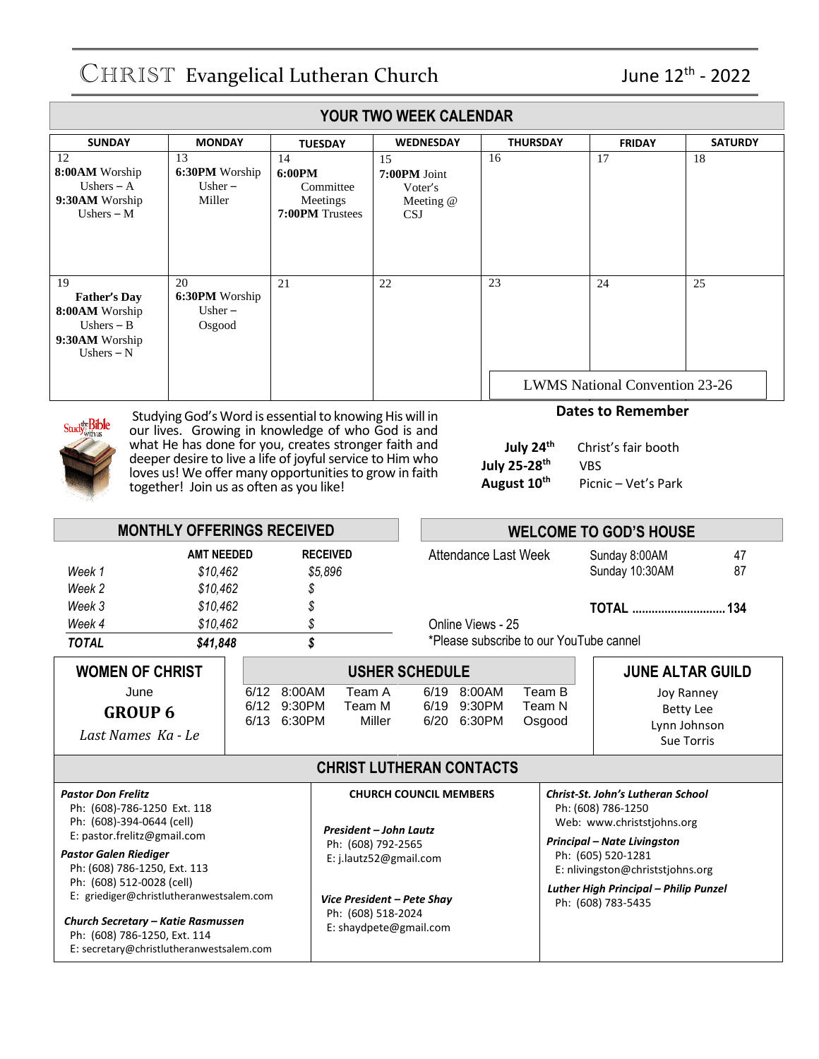# CHRIST Evangelical Lutheran Church

June 12th - 2022

## YOUR TWO WEEK CALENDAR

| SUNDAY | MONDAY | TUESDAY | WEDNESDAY | THURSDAY | FRIDAY | SATURDY |
|---|---|---|---|---|---|---|
| 12 **8:00AM** Worship Ushers – A **9:30AM** Worship Ushers – M | 13 **6:30PM** Worship Usher – Miller | 14 **6:00PM** Committee Meetings **7:00PM** Trustees | 15 **7:00PM** Joint Voter's Meeting @ CSJ | 16 | 17 | 18 |
| 19 **Father's Day** **8:00AM** Worship Ushers – B **9:30AM** Worship Ushers – N | 20 **6:30PM** Worship Usher – Osgood | 21 | 22 | 23 LWMS National Convention 23-26 | 24 | 25 |

Studying God's Word is essential to knowing His will in our lives. Growing in knowledge of who God is and what He has done for you, creates stronger faith and deeper desire to live a life of joyful service to Him who loves us! We offer many opportunities to grow in faith together! Join us as often as you like!

### Dates to Remember

| | |
|---|---|
| **July 24th** | Christ's fair booth |
| **July 25-28th** | VBS |
| **August 10th** | Picnic – Vet's Park |

## MONTHLY OFFERINGS RECEIVED

| | AMT NEEDED | RECEIVED |
|---|---|---|
| *Week 1* | *$10,462* | *$5,896* |
| *Week 2* | *$10,462* | *$* |
| *Week 3* | *$10,462* | *$* |
| *Week 4* | *$10,462* | *$* |
| ***TOTAL*** | ***$41,848*** | ***$*** |

## WELCOME TO GOD'S HOUSE

Attendance Last Week

| | |
|---|---|
| Sunday 8:00AM | 47 |
| Sunday 10:30AM | 87 |
| **TOTAL** | **134** |

Online Views - 25

*Please subscribe to our YouTube cannel

## WOMEN OF CHRIST

June

**GROUP 6**

*Last Names Ka - Le*

## USHER SCHEDULE

| | | | | | |
|---|---|---|---|---|---|
| 6/12 | 8:00AM | Team A | 6/19 | 8:00AM | Team B |
| 6/12 | 9:30PM | Team M | 6/19 | 9:30PM | Team N |
| 6/13 | 6:30PM | Miller | 6/20 | 6:30PM | Osgood |

## JUNE ALTAR GUILD

Joy Ranney
Betty Lee
Lynn Johnson
Sue Torris

## CHRIST LUTHERAN CONTACTS

***Pastor Don Frelitz***
Ph: (608)-786-1250 Ext. 118
Ph: (608)-394-0644 (cell)
E: pastor.frelitz@gmail.com

***Pastor Galen Riediger***
Ph: (608) 786-1250, Ext. 113
Ph: (608) 512-0028 (cell)
E: griediger@christlutheranwestsalem.com

***Church Secretary – Katie Rasmussen***
Ph: (608) 786-1250, Ext. 114
E: secretary@christlutheranwestsalem.com

**CHURCH COUNCIL MEMBERS**

***President – John Lautz***
Ph: (608) 792-2565
E: j.lautz52@gmail.com

***Vice President – Pete Shay***
Ph: (608) 518-2024
E: shaydpete@gmail.com

***Christ-St. John's Lutheran School***
Ph: (608) 786-1250
Web: www.christstjohns.org

***Principal – Nate Livingston***
Ph: (605) 520-1281
E: nlivingston@christstjohns.org

***Luther High Principal – Philip Punzel***
Ph: (608) 783-5435